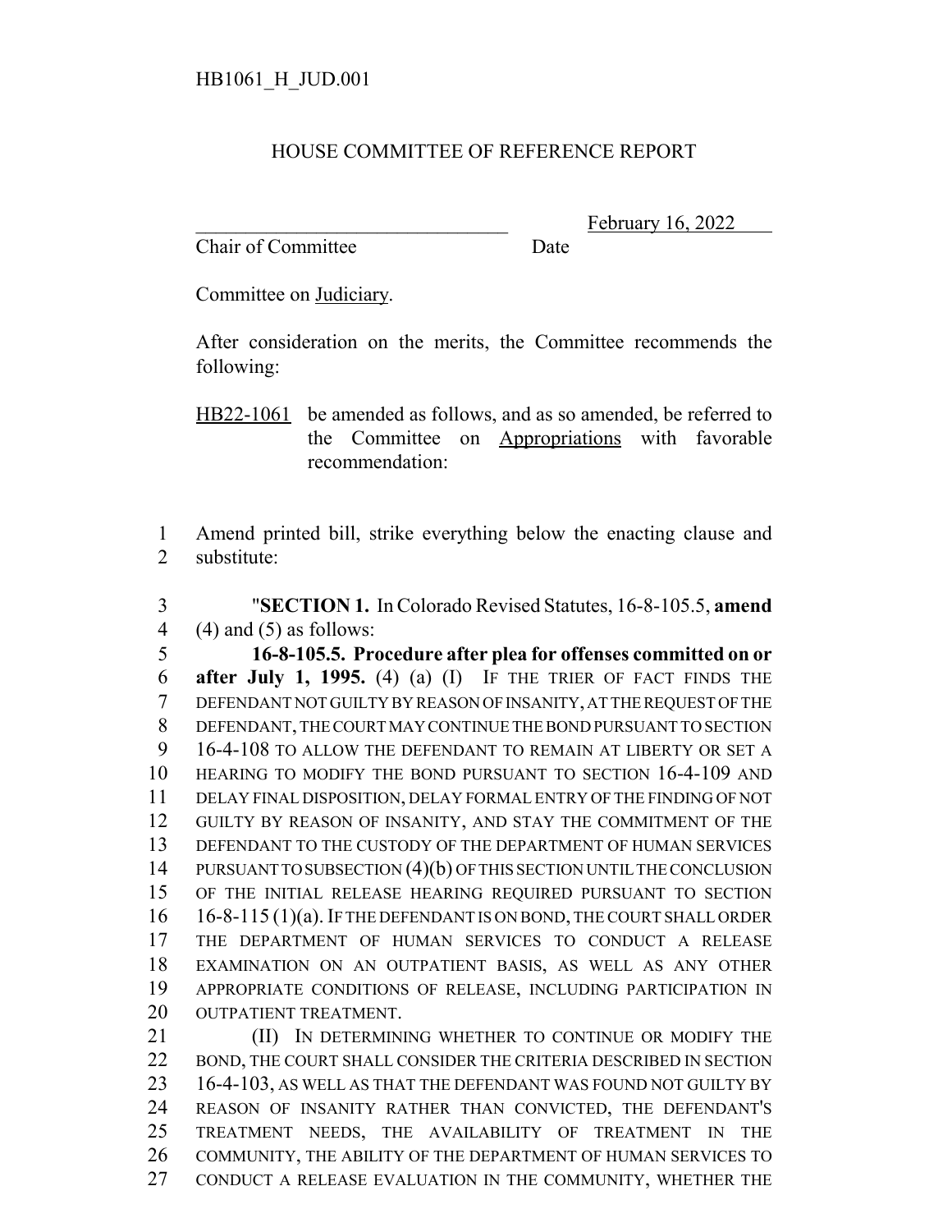HB1061_H_JUD.001

HOUSE COMMITTEE OF REFERENCE REPORT

_________________________________ February 16, 2022
Chair of Committee Date

Committee on Judiciary.

After consideration on the merits, the Committee recommends the following:

HB22-1061 be amended as follows, and as so amended, be referred to the Committee on Appropriations with favorable recommendation:

1 Amend printed bill, strike everything below the enacting clause and
2 substitute:

3 "**SECTION 1.** In Colorado Revised Statutes, 16-8-105.5, **amend**
4 (4) and (5) as follows:
5 **16-8-105.5. Procedure after plea for offenses committed on or**
6 **after July 1, 1995.** (4) (a) (I) IF THE TRIER OF FACT FINDS THE
7 DEFENDANT NOT GUILTY BY REASON OF INSANITY, AT THE REQUEST OF THE
8 DEFENDANT, THE COURT MAY CONTINUE THE BOND PURSUANT TO SECTION
9 16-4-108 TO ALLOW THE DEFENDANT TO REMAIN AT LIBERTY OR SET A
10 HEARING TO MODIFY THE BOND PURSUANT TO SECTION 16-4-109 AND
11 DELAY FINAL DISPOSITION, DELAY FORMAL ENTRY OF THE FINDING OF NOT
12 GUILTY BY REASON OF INSANITY, AND STAY THE COMMITMENT OF THE
13 DEFENDANT TO THE CUSTODY OF THE DEPARTMENT OF HUMAN SERVICES
14 PURSUANT TO SUBSECTION (4)(b) OF THIS SECTION UNTIL THE CONCLUSION
15 OF THE INITIAL RELEASE HEARING REQUIRED PURSUANT TO SECTION
16 16-8-115 (1)(a). IF THE DEFENDANT IS ON BOND, THE COURT SHALL ORDER
17 THE DEPARTMENT OF HUMAN SERVICES TO CONDUCT A RELEASE
18 EXAMINATION ON AN OUTPATIENT BASIS, AS WELL AS ANY OTHER
19 APPROPRIATE CONDITIONS OF RELEASE, INCLUDING PARTICIPATION IN
20 OUTPATIENT TREATMENT.
21 (II) IN DETERMINING WHETHER TO CONTINUE OR MODIFY THE
22 BOND, THE COURT SHALL CONSIDER THE CRITERIA DESCRIBED IN SECTION
23 16-4-103, AS WELL AS THAT THE DEFENDANT WAS FOUND NOT GUILTY BY
24 REASON OF INSANITY RATHER THAN CONVICTED, THE DEFENDANT'S
25 TREATMENT NEEDS, THE AVAILABILITY OF TREATMENT IN THE
26 COMMUNITY, THE ABILITY OF THE DEPARTMENT OF HUMAN SERVICES TO
27 CONDUCT A RELEASE EVALUATION IN THE COMMUNITY, WHETHER THE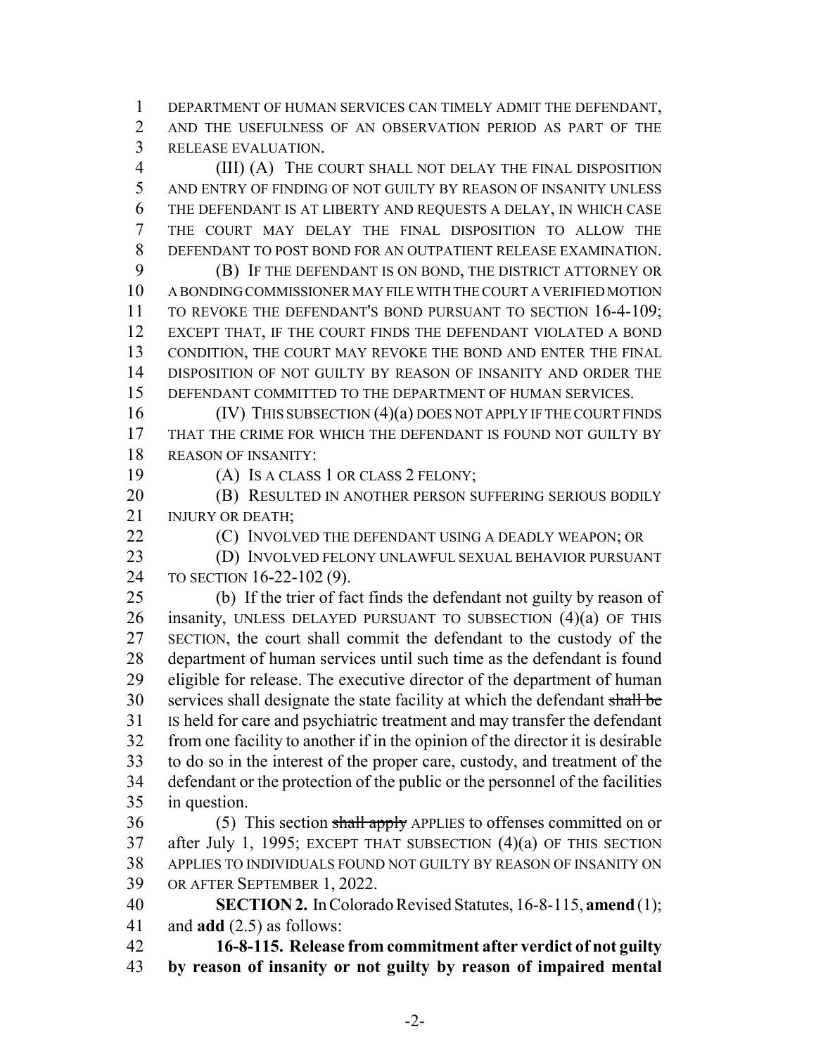DEPARTMENT OF HUMAN SERVICES CAN TIMELY ADMIT THE DEFENDANT, AND THE USEFULNESS OF AN OBSERVATION PERIOD AS PART OF THE RELEASE EVALUATION.

(III) (A) THE COURT SHALL NOT DELAY THE FINAL DISPOSITION AND ENTRY OF FINDING OF NOT GUILTY BY REASON OF INSANITY UNLESS THE DEFENDANT IS AT LIBERTY AND REQUESTS A DELAY, IN WHICH CASE THE COURT MAY DELAY THE FINAL DISPOSITION TO ALLOW THE DEFENDANT TO POST BOND FOR AN OUTPATIENT RELEASE EXAMINATION.

(B) IF THE DEFENDANT IS ON BOND, THE DISTRICT ATTORNEY OR A BONDING COMMISSIONER MAY FILE WITH THE COURT A VERIFIED MOTION TO REVOKE THE DEFENDANT'S BOND PURSUANT TO SECTION 16-4-109; EXCEPT THAT, IF THE COURT FINDS THE DEFENDANT VIOLATED A BOND CONDITION, THE COURT MAY REVOKE THE BOND AND ENTER THE FINAL DISPOSITION OF NOT GUILTY BY REASON OF INSANITY AND ORDER THE DEFENDANT COMMITTED TO THE DEPARTMENT OF HUMAN SERVICES.

(IV) THIS SUBSECTION (4)(a) DOES NOT APPLY IF THE COURT FINDS THAT THE CRIME FOR WHICH THE DEFENDANT IS FOUND NOT GUILTY BY REASON OF INSANITY:

(A) IS A CLASS 1 OR CLASS 2 FELONY;

(B) RESULTED IN ANOTHER PERSON SUFFERING SERIOUS BODILY INJURY OR DEATH;

(C) INVOLVED THE DEFENDANT USING A DEADLY WEAPON; OR

(D) INVOLVED FELONY UNLAWFUL SEXUAL BEHAVIOR PURSUANT TO SECTION 16-22-102 (9).

(b) If the trier of fact finds the defendant not guilty by reason of insanity, UNLESS DELAYED PURSUANT TO SUBSECTION (4)(a) OF THIS SECTION, the court shall commit the defendant to the custody of the department of human services until such time as the defendant is found eligible for release. The executive director of the department of human services shall designate the state facility at which the defendant ~~shall be~~ IS held for care and psychiatric treatment and may transfer the defendant from one facility to another if in the opinion of the director it is desirable to do so in the interest of the proper care, custody, and treatment of the defendant or the protection of the public or the personnel of the facilities in question.

(5) This section ~~shall apply~~ APPLIES to offenses committed on or after July 1, 1995; EXCEPT THAT SUBSECTION (4)(a) OF THIS SECTION APPLIES TO INDIVIDUALS FOUND NOT GUILTY BY REASON OF INSANITY ON OR AFTER SEPTEMBER 1, 2022.

**SECTION 2.** In Colorado Revised Statutes, 16-8-115, **amend** (1); and **add** (2.5) as follows:

**16-8-115. Release from commitment after verdict of not guilty by reason of insanity or not guilty by reason of impaired mental**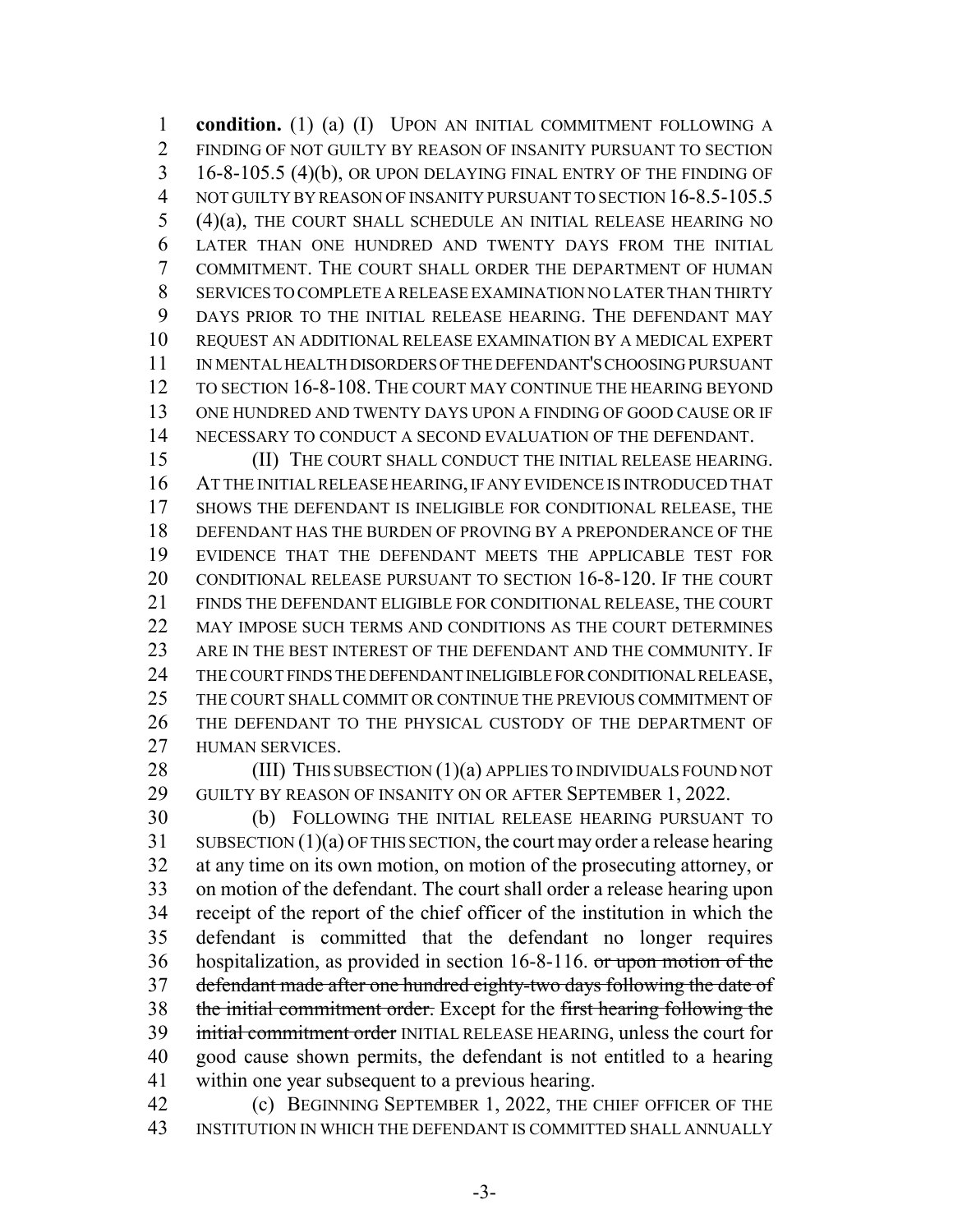**condition.** (1) (a) (I) UPON AN INITIAL COMMITMENT FOLLOWING A FINDING OF NOT GUILTY BY REASON OF INSANITY PURSUANT TO SECTION 16-8-105.5 (4)(b), OR UPON DELAYING FINAL ENTRY OF THE FINDING OF NOT GUILTY BY REASON OF INSANITY PURSUANT TO SECTION 16-8.5-105.5 (4)(a), THE COURT SHALL SCHEDULE AN INITIAL RELEASE HEARING NO LATER THAN ONE HUNDRED AND TWENTY DAYS FROM THE INITIAL COMMITMENT. THE COURT SHALL ORDER THE DEPARTMENT OF HUMAN SERVICES TO COMPLETE A RELEASE EXAMINATION NO LATER THAN THIRTY DAYS PRIOR TO THE INITIAL RELEASE HEARING. THE DEFENDANT MAY REQUEST AN ADDITIONAL RELEASE EXAMINATION BY A MEDICAL EXPERT IN MENTAL HEALTH DISORDERS OF THE DEFENDANT'S CHOOSING PURSUANT TO SECTION 16-8-108. THE COURT MAY CONTINUE THE HEARING BEYOND ONE HUNDRED AND TWENTY DAYS UPON A FINDING OF GOOD CAUSE OR IF NECESSARY TO CONDUCT A SECOND EVALUATION OF THE DEFENDANT.

(II) THE COURT SHALL CONDUCT THE INITIAL RELEASE HEARING. AT THE INITIAL RELEASE HEARING, IF ANY EVIDENCE IS INTRODUCED THAT SHOWS THE DEFENDANT IS INELIGIBLE FOR CONDITIONAL RELEASE, THE DEFENDANT HAS THE BURDEN OF PROVING BY A PREPONDERANCE OF THE EVIDENCE THAT THE DEFENDANT MEETS THE APPLICABLE TEST FOR CONDITIONAL RELEASE PURSUANT TO SECTION 16-8-120. IF THE COURT FINDS THE DEFENDANT ELIGIBLE FOR CONDITIONAL RELEASE, THE COURT MAY IMPOSE SUCH TERMS AND CONDITIONS AS THE COURT DETERMINES ARE IN THE BEST INTEREST OF THE DEFENDANT AND THE COMMUNITY. IF THE COURT FINDS THE DEFENDANT INELIGIBLE FOR CONDITIONAL RELEASE, THE COURT SHALL COMMIT OR CONTINUE THE PREVIOUS COMMITMENT OF THE DEFENDANT TO THE PHYSICAL CUSTODY OF THE DEPARTMENT OF HUMAN SERVICES.

(III) THIS SUBSECTION (1)(a) APPLIES TO INDIVIDUALS FOUND NOT GUILTY BY REASON OF INSANITY ON OR AFTER SEPTEMBER 1, 2022.

(b) FOLLOWING THE INITIAL RELEASE HEARING PURSUANT TO SUBSECTION (1)(a) OF THIS SECTION, the court may order a release hearing at any time on its own motion, on motion of the prosecuting attorney, or on motion of the defendant. The court shall order a release hearing upon receipt of the report of the chief officer of the institution in which the defendant is committed that the defendant no longer requires hospitalization, as provided in section 16-8-116. ~~or upon motion of the defendant made after one hundred eighty-two days following the date of the initial commitment order.~~ Except for the ~~first hearing following the initial commitment order~~ INITIAL RELEASE HEARING, unless the court for good cause shown permits, the defendant is not entitled to a hearing within one year subsequent to a previous hearing.

(c) BEGINNING SEPTEMBER 1, 2022, THE CHIEF OFFICER OF THE INSTITUTION IN WHICH THE DEFENDANT IS COMMITTED SHALL ANNUALLY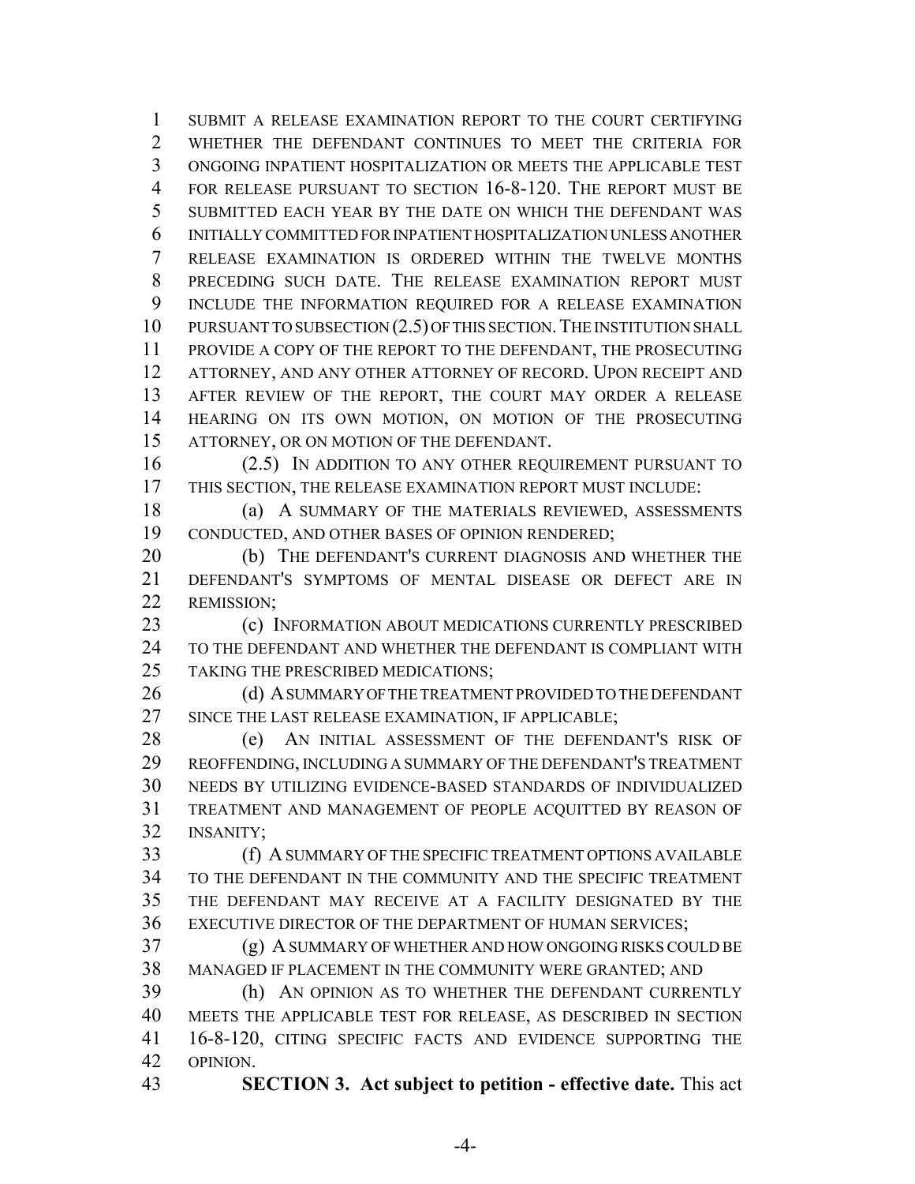SUBMIT A RELEASE EXAMINATION REPORT TO THE COURT CERTIFYING WHETHER THE DEFENDANT CONTINUES TO MEET THE CRITERIA FOR ONGOING INPATIENT HOSPITALIZATION OR MEETS THE APPLICABLE TEST FOR RELEASE PURSUANT TO SECTION 16-8-120. THE REPORT MUST BE SUBMITTED EACH YEAR BY THE DATE ON WHICH THE DEFENDANT WAS INITIALLY COMMITTED FOR INPATIENT HOSPITALIZATION UNLESS ANOTHER RELEASE EXAMINATION IS ORDERED WITHIN THE TWELVE MONTHS PRECEDING SUCH DATE. THE RELEASE EXAMINATION REPORT MUST INCLUDE THE INFORMATION REQUIRED FOR A RELEASE EXAMINATION PURSUANT TO SUBSECTION (2.5) OF THIS SECTION. THE INSTITUTION SHALL PROVIDE A COPY OF THE REPORT TO THE DEFENDANT, THE PROSECUTING ATTORNEY, AND ANY OTHER ATTORNEY OF RECORD. UPON RECEIPT AND AFTER REVIEW OF THE REPORT, THE COURT MAY ORDER A RELEASE HEARING ON ITS OWN MOTION, ON MOTION OF THE PROSECUTING ATTORNEY, OR ON MOTION OF THE DEFENDANT.

(2.5) IN ADDITION TO ANY OTHER REQUIREMENT PURSUANT TO THIS SECTION, THE RELEASE EXAMINATION REPORT MUST INCLUDE:

(a) A SUMMARY OF THE MATERIALS REVIEWED, ASSESSMENTS CONDUCTED, AND OTHER BASES OF OPINION RENDERED;

(b) THE DEFENDANT'S CURRENT DIAGNOSIS AND WHETHER THE DEFENDANT'S SYMPTOMS OF MENTAL DISEASE OR DEFECT ARE IN REMISSION;

(c) INFORMATION ABOUT MEDICATIONS CURRENTLY PRESCRIBED TO THE DEFENDANT AND WHETHER THE DEFENDANT IS COMPLIANT WITH TAKING THE PRESCRIBED MEDICATIONS;

(d) A SUMMARY OF THE TREATMENT PROVIDED TO THE DEFENDANT SINCE THE LAST RELEASE EXAMINATION, IF APPLICABLE;

(e) AN INITIAL ASSESSMENT OF THE DEFENDANT'S RISK OF REOFFENDING, INCLUDING A SUMMARY OF THE DEFENDANT'S TREATMENT NEEDS BY UTILIZING EVIDENCE-BASED STANDARDS OF INDIVIDUALIZED TREATMENT AND MANAGEMENT OF PEOPLE ACQUITTED BY REASON OF INSANITY;

(f) A SUMMARY OF THE SPECIFIC TREATMENT OPTIONS AVAILABLE TO THE DEFENDANT IN THE COMMUNITY AND THE SPECIFIC TREATMENT THE DEFENDANT MAY RECEIVE AT A FACILITY DESIGNATED BY THE EXECUTIVE DIRECTOR OF THE DEPARTMENT OF HUMAN SERVICES;

(g) A SUMMARY OF WHETHER AND HOW ONGOING RISKS COULD BE MANAGED IF PLACEMENT IN THE COMMUNITY WERE GRANTED; AND

(h) AN OPINION AS TO WHETHER THE DEFENDANT CURRENTLY MEETS THE APPLICABLE TEST FOR RELEASE, AS DESCRIBED IN SECTION 16-8-120, CITING SPECIFIC FACTS AND EVIDENCE SUPPORTING THE OPINION.

**SECTION 3. Act subject to petition - effective date.** This act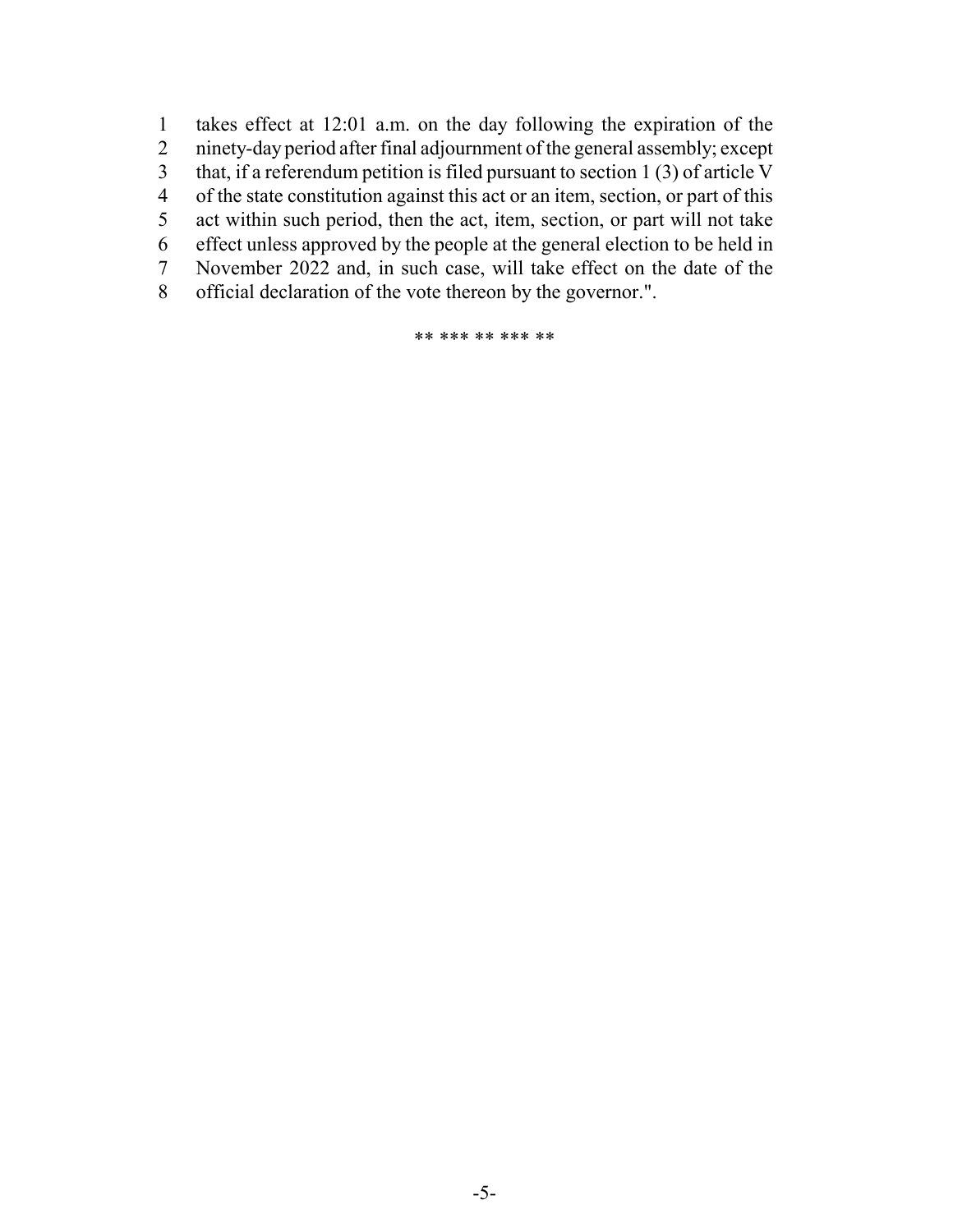takes effect at 12:01 a.m. on the day following the expiration of the ninety-day period after final adjournment of the general assembly; except that, if a referendum petition is filed pursuant to section 1 (3) of article V of the state constitution against this act or an item, section, or part of this act within such period, then the act, item, section, or part will not take effect unless approved by the people at the general election to be held in November 2022 and, in such case, will take effect on the date of the official declaration of the vote thereon by the governor.".

** *** ** *** **